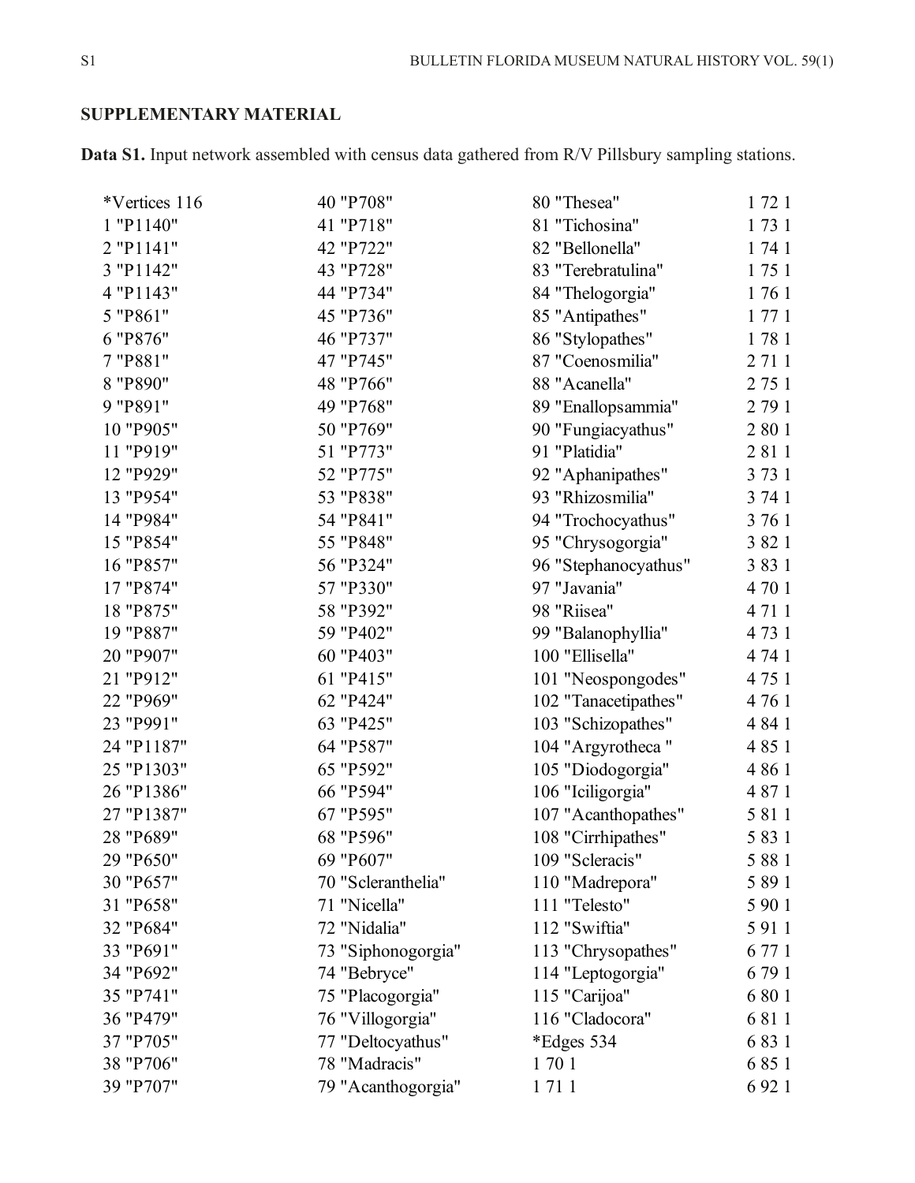## SUPPLEMENTARY MATERIAL

**Data S1.** Input network assembled with census data gathered from R/V Pillsbury sampling stations.

```
*Vertices 116
1 "P1140"
2 "P1141"
3 "P1142"
4 "P1143"
5 "P861"
6 "P876"
7 "P881"
8 "P890"
9 "P891"
10 "P905"
11 "P919"
12 "P929"
13 "P954"
14 "P984"
15 "P854"
16 "P857"
17 "P874"
18 "P875"
19 "P887"
20 "P907"
21 "P912"
22 "P969"
23 "P991"
24 "P1187"
25 "P1303"
26 "P1386"
27 "P1387"
28 "P689"
29 "P650"
30 "P657"
31 "P658"
32 "P684"
33 "P691"
34 "P692"
35 "P741"
36 "P479"
37 "P705"
38 "P706"
39 "P707"
40 "P708"
41 "P718"
42 "P722"
43 "P728"
44 "P734"
45 "P736"
46 "P737"
47 "P745"
48 "P766"
49 "P768"
50 "P769"
51 "P773"
52 "P775"
53 "P838"
54 "P841"
55 "P848"
56 "P324"
57 "P330"
58 "P392"
59 "P402"
60 "P403"
61 "P415"
62 "P424"
63 "P425"
64 "P587"
65 "P592"
66 "P594"
67 "P595"
68 "P596"
69 "P607"
70 "Scleranthelia"
71 "Nicella"
72 "Nidalia"
73 "Siphonogorgia"
74 "Bebryce"
75 "Placogorgia"
76 "Villogorgia"
77 "Deltocyathus"
78 "Madracis"
79 "Acanthogorgia"
80 "Thesea"
81 "Tichosina"
82 "Bellonella"
83 "Terebratulina"
84 "Thelogorgia"
85 "Antipathes"
86 "Stylopathes"
87 "Coenosmilia"
88 "Acanella"
89 "Enallopsammia"
90 "Fungiacyathus"
91 "Platidia"
92 "Aphanipathes"
93 "Rhizosmilia"
94 "Trochocyathus"
95 "Chrysogorgia"
96 "Stephanocyathus"
97 "Javania"
98 "Riisea"
99 "Balanophyllia"
100 "Ellisella"
101 "Neospongodes"
102 "Tanacetipathes"
103 "Schizopathes"
104 "Argyrotheca "
105 "Diodogorgia"
106 "Iciligorgia"
107 "Acanthopathes"
108 "Cirrhipathes"
109 "Scleracis"
110 "Madrepora"
111 "Telesto"
112 "Swiftia"
113 "Chrysopathes"
114 "Leptogorgia"
115 "Carijoa"
116 "Cladocora"
*Edges 534
1 70 1
1 71 1
1 72 1
1 73 1
1 74 1
1 75 1
1 76 1
1 77 1
1 78 1
2 71 1
2 75 1
2 79 1
2 80 1
2 81 1
3 73 1
3 74 1
3 76 1
3 82 1
3 83 1
4 70 1
4 71 1
4 73 1
4 74 1
4 75 1
4 76 1
4 84 1
4 85 1
4 86 1
4 87 1
5 81 1
5 83 1
5 88 1
5 89 1
5 90 1
5 91 1
6 77 1
6 79 1
6 80 1
6 81 1
6 83 1
6 85 1
6 92 1
```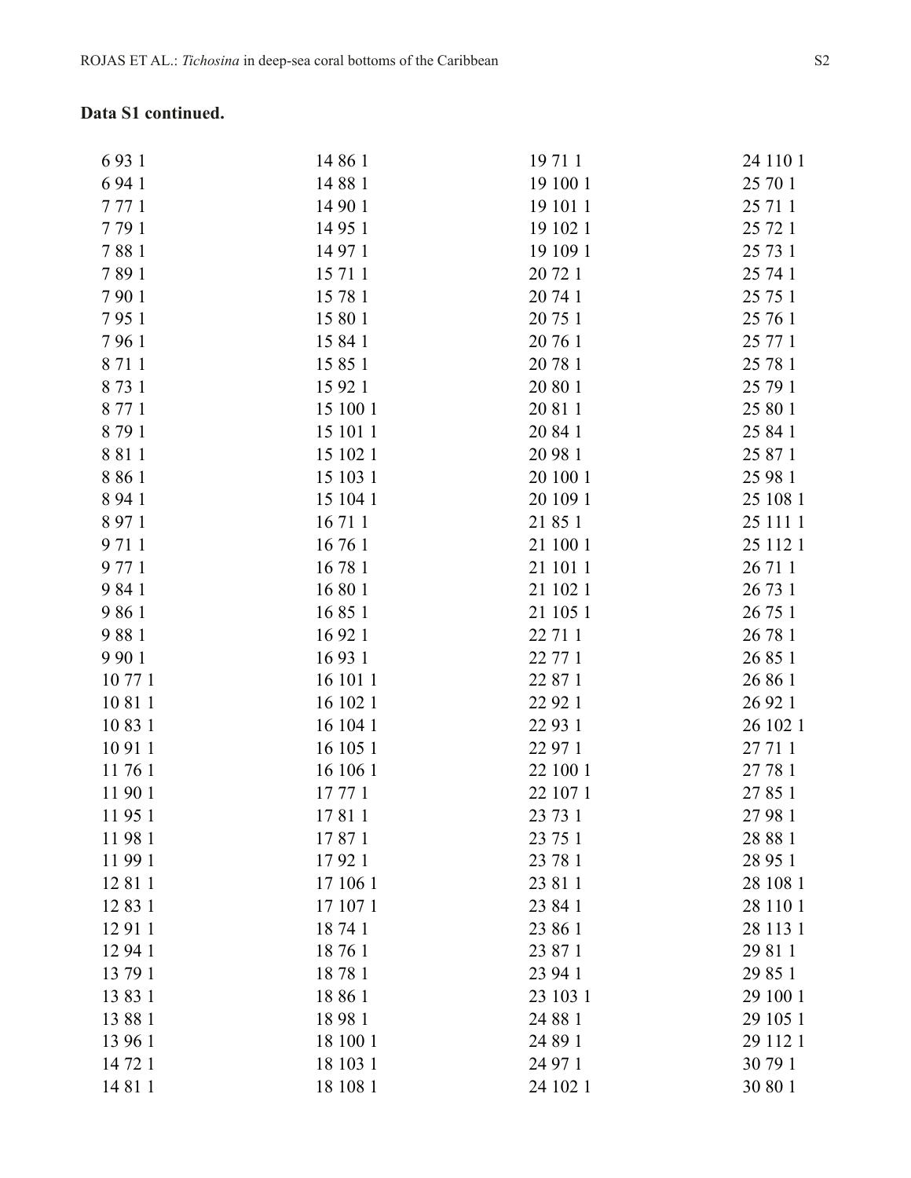**Data S1 continued.**

6 93 1
6 94 1
7 77 1
7 79 1
7 88 1
7 89 1
7 90 1
7 95 1
7 96 1
8 71 1
8 73 1
8 77 1
8 79 1
8 81 1
8 86 1
8 94 1
8 97 1
9 71 1
9 77 1
9 84 1
9 86 1
9 88 1
9 90 1
10 77 1
10 81 1
10 83 1
10 91 1
11 76 1
11 90 1
11 95 1
11 98 1
11 99 1
12 81 1
12 83 1
12 91 1
12 94 1
13 79 1
13 83 1
13 88 1
13 96 1
14 72 1
14 81 1
14 86 1
14 88 1
14 90 1
14 95 1
14 97 1
15 71 1
15 78 1
15 80 1
15 84 1
15 85 1
15 92 1
15 100 1
15 101 1
15 102 1
15 103 1
15 104 1
16 71 1
16 76 1
16 78 1
16 80 1
16 85 1
16 92 1
16 93 1
16 101 1
16 102 1
16 104 1
16 105 1
16 106 1
17 77 1
17 81 1
17 87 1
17 92 1
17 106 1
17 107 1
18 74 1
18 76 1
18 78 1
18 86 1
18 98 1
18 100 1
18 103 1
18 108 1
19 71 1
19 100 1
19 101 1
19 102 1
19 109 1
20 72 1
20 74 1
20 75 1
20 76 1
20 78 1
20 80 1
20 81 1
20 84 1
20 98 1
20 100 1
20 109 1
21 85 1
21 100 1
21 101 1
21 102 1
21 105 1
22 71 1
22 77 1
22 87 1
22 92 1
22 93 1
22 97 1
22 100 1
22 107 1
23 73 1
23 75 1
23 78 1
23 81 1
23 84 1
23 86 1
23 87 1
23 94 1
23 103 1
24 88 1
24 89 1
24 97 1
24 102 1
24 110 1
25 70 1
25 71 1
25 72 1
25 73 1
25 74 1
25 75 1
25 76 1
25 77 1
25 78 1
25 79 1
25 80 1
25 84 1
25 87 1
25 98 1
25 108 1
25 111 1
25 112 1
26 71 1
26 73 1
26 75 1
26 78 1
26 85 1
26 86 1
26 92 1
26 102 1
27 71 1
27 78 1
27 85 1
27 98 1
28 88 1
28 95 1
28 108 1
28 110 1
28 113 1
29 81 1
29 85 1
29 100 1
29 105 1
29 112 1
30 79 1
30 80 1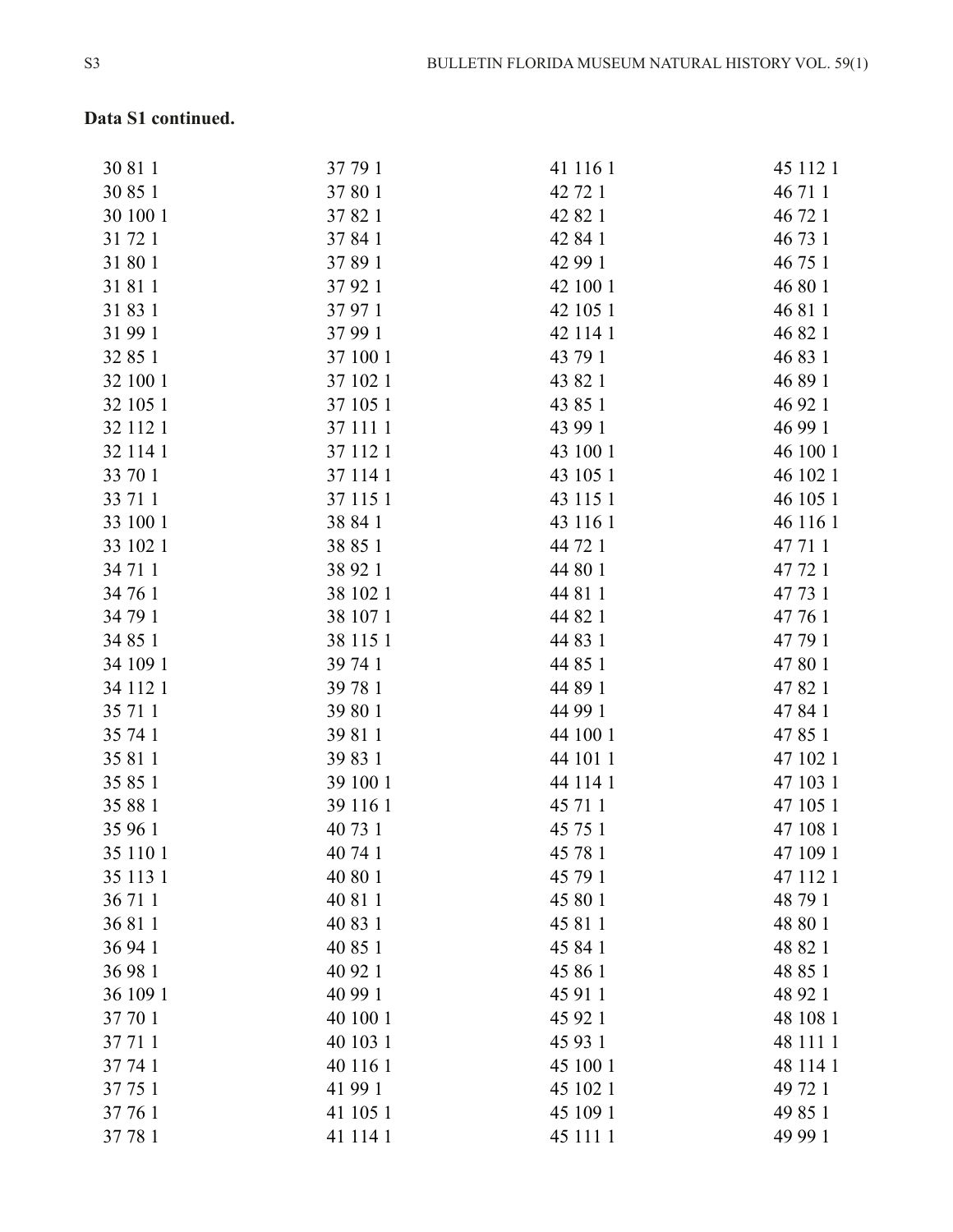**Data S1 continued.**

30 81 1
30 85 1
30 100 1
31 72 1
31 80 1
31 81 1
31 83 1
31 99 1
32 85 1
32 100 1
32 105 1
32 112 1
32 114 1
33 70 1
33 71 1
33 100 1
33 102 1
34 71 1
34 76 1
34 79 1
34 85 1
34 109 1
34 112 1
35 71 1
35 74 1
35 81 1
35 85 1
35 88 1
35 96 1
35 110 1
35 113 1
36 71 1
36 81 1
36 94 1
36 98 1
36 109 1
37 70 1
37 71 1
37 74 1
37 75 1
37 76 1
37 78 1
37 79 1
37 80 1
37 82 1
37 84 1
37 89 1
37 92 1
37 97 1
37 99 1
37 100 1
37 102 1
37 105 1
37 111 1
37 112 1
37 114 1
37 115 1
38 84 1
38 85 1
38 92 1
38 102 1
38 107 1
38 115 1
39 74 1
39 78 1
39 80 1
39 81 1
39 83 1
39 100 1
39 116 1
40 73 1
40 74 1
40 80 1
40 81 1
40 83 1
40 85 1
40 92 1
40 99 1
40 100 1
40 103 1
40 116 1
41 99 1
41 105 1
41 114 1
41 116 1
42 72 1
42 82 1
42 84 1
42 99 1
42 100 1
42 105 1
42 114 1
43 79 1
43 82 1
43 85 1
43 99 1
43 100 1
43 105 1
43 115 1
43 116 1
44 72 1
44 80 1
44 81 1
44 82 1
44 83 1
44 85 1
44 89 1
44 99 1
44 100 1
44 101 1
44 114 1
45 71 1
45 75 1
45 78 1
45 79 1
45 80 1
45 81 1
45 84 1
45 86 1
45 91 1
45 92 1
45 93 1
45 100 1
45 102 1
45 109 1
45 111 1
45 112 1
46 71 1
46 72 1
46 73 1
46 75 1
46 80 1
46 81 1
46 82 1
46 83 1
46 89 1
46 92 1
46 99 1
46 100 1
46 102 1
46 105 1
46 116 1
47 71 1
47 72 1
47 73 1
47 76 1
47 79 1
47 80 1
47 82 1
47 84 1
47 85 1
47 102 1
47 103 1
47 105 1
47 108 1
47 109 1
47 112 1
48 79 1
48 80 1
48 82 1
48 85 1
48 92 1
48 108 1
48 111 1
48 114 1
49 72 1
49 85 1
49 99 1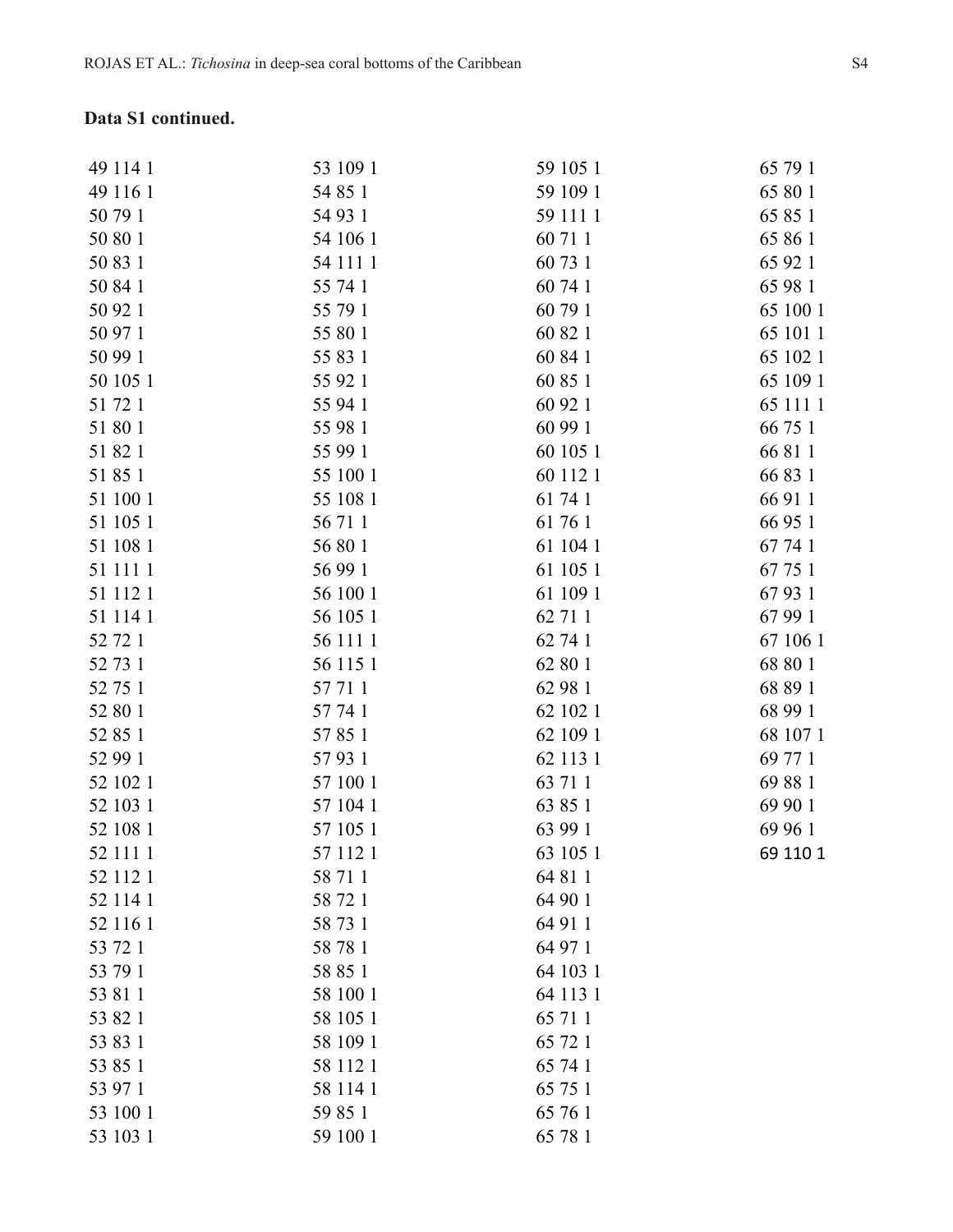**Data S1 continued.**

49 114 1
49 116 1
50 79 1
50 80 1
50 83 1
50 84 1
50 92 1
50 97 1
50 99 1
50 105 1
51 72 1
51 80 1
51 82 1
51 85 1
51 100 1
51 105 1
51 108 1
51 111 1
51 112 1
51 114 1
52 72 1
52 73 1
52 75 1
52 80 1
52 85 1
52 99 1
52 102 1
52 103 1
52 108 1
52 111 1
52 112 1
52 114 1
52 116 1
53 72 1
53 79 1
53 81 1
53 82 1
53 83 1
53 85 1
53 97 1
53 100 1
53 103 1
53 109 1
54 85 1
54 93 1
54 106 1
54 111 1
55 74 1
55 79 1
55 80 1
55 83 1
55 92 1
55 94 1
55 98 1
55 99 1
55 100 1
55 108 1
56 71 1
56 80 1
56 99 1
56 100 1
56 105 1
56 111 1
56 115 1
57 71 1
57 74 1
57 85 1
57 93 1
57 100 1
57 104 1
57 105 1
57 112 1
58 71 1
58 72 1
58 73 1
58 78 1
58 85 1
58 100 1
58 105 1
58 109 1
58 112 1
58 114 1
59 85 1
59 100 1
59 105 1
59 109 1
59 111 1
60 71 1
60 73 1
60 74 1
60 79 1
60 82 1
60 84 1
60 85 1
60 92 1
60 99 1
60 105 1
60 112 1
61 74 1
61 76 1
61 104 1
61 105 1
61 109 1
62 71 1
62 74 1
62 80 1
62 98 1
62 102 1
62 109 1
62 113 1
63 71 1
63 85 1
63 99 1
63 105 1
64 81 1
64 90 1
64 91 1
64 97 1
64 103 1
64 113 1
65 71 1
65 72 1
65 74 1
65 75 1
65 76 1
65 78 1
65 79 1
65 80 1
65 85 1
65 86 1
65 92 1
65 98 1
65 100 1
65 101 1
65 102 1
65 109 1
65 111 1
66 75 1
66 81 1
66 83 1
66 91 1
66 95 1
67 74 1
67 75 1
67 93 1
67 99 1
67 106 1
68 80 1
68 89 1
68 99 1
68 107 1
69 77 1
69 88 1
69 90 1
69 96 1
69 110 1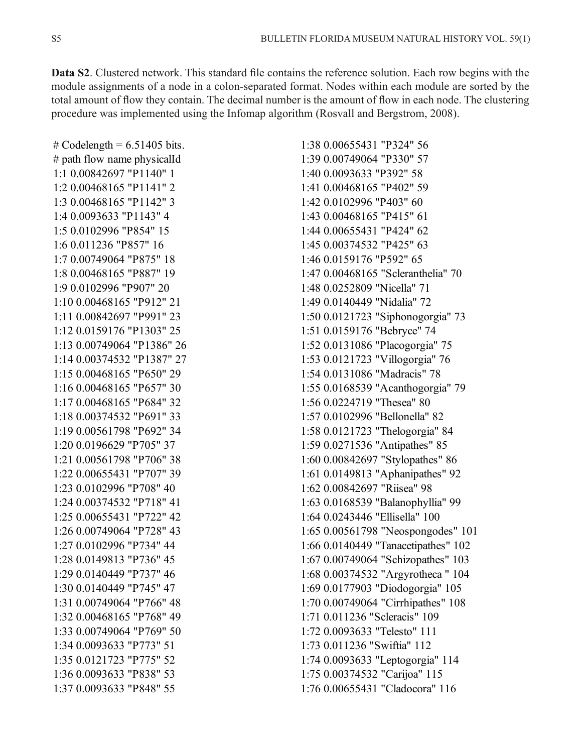**Data S2**. Clustered network. This standard file contains the reference solution. Each row begins with the module assignments of a node in a colon-separated format. Nodes within each module are sorted by the total amount of flow they contain. The decimal number is the amount of flow in each node. The clustering procedure was implemented using the Infomap algorithm (Rosvall and Bergstrom, 2008).

```
# Codelength = 6.51405 bits.
# path flow name physicalId
1:1 0.00842697 "P1140" 1
1:2 0.00468165 "P1141" 2
1:3 0.00468165 "P1142" 3
1:4 0.0093633 "P1143" 4
1:5 0.0102996 "P854" 15
1:6 0.011236 "P857" 16
1:7 0.00749064 "P875" 18
1:8 0.00468165 "P887" 19
1:9 0.0102996 "P907" 20
1:10 0.00468165 "P912" 21
1:11 0.00842697 "P991" 23
1:12 0.0159176 "P1303" 25
1:13 0.00749064 "P1386" 26
1:14 0.00374532 "P1387" 27
1:15 0.00468165 "P650" 29
1:16 0.00468165 "P657" 30
1:17 0.00468165 "P684" 32
1:18 0.00374532 "P691" 33
1:19 0.00561798 "P692" 34
1:20 0.0196629 "P705" 37
1:21 0.00561798 "P706" 38
1:22 0.00655431 "P707" 39
1:23 0.0102996 "P708" 40
1:24 0.00374532 "P718" 41
1:25 0.00655431 "P722" 42
1:26 0.00749064 "P728" 43
1:27 0.0102996 "P734" 44
1:28 0.0149813 "P736" 45
1:29 0.0140449 "P737" 46
1:30 0.0140449 "P745" 47
1:31 0.00749064 "P766" 48
1:32 0.00468165 "P768" 49
1:33 0.00749064 "P769" 50
1:34 0.0093633 "P773" 51
1:35 0.0121723 "P775" 52
1:36 0.0093633 "P838" 53
1:37 0.0093633 "P848" 55
1:38 0.00655431 "P324" 56
1:39 0.00749064 "P330" 57
1:40 0.0093633 "P392" 58
1:41 0.00468165 "P402" 59
1:42 0.0102996 "P403" 60
1:43 0.00468165 "P415" 61
1:44 0.00655431 "P424" 62
1:45 0.00374532 "P425" 63
1:46 0.0159176 "P592" 65
1:47 0.00468165 "Scleranthelia" 70
1:48 0.0252809 "Nicella" 71
1:49 0.0140449 "Nidalia" 72
1:50 0.0121723 "Siphonogorgia" 73
1:51 0.0159176 "Bebryce" 74
1:52 0.0131086 "Placogorgia" 75
1:53 0.0121723 "Villogorgia" 76
1:54 0.0131086 "Madracis" 78
1:55 0.0168539 "Acanthogorgia" 79
1:56 0.0224719 "Thesea" 80
1:57 0.0102996 "Bellonella" 82
1:58 0.0121723 "Thelogorgia" 84
1:59 0.0271536 "Antipathes" 85
1:60 0.00842697 "Stylopathes" 86
1:61 0.0149813 "Aphanipathes" 92
1:62 0.00842697 "Riisea" 98
1:63 0.0168539 "Balanophyllia" 99
1:64 0.0243446 "Ellisella" 100
1:65 0.00561798 "Neospongodes" 101
1:66 0.0140449 "Tanacetipathes" 102
1:67 0.00749064 "Schizopathes" 103
1:68 0.00374532 "Argyrotheca " 104
1:69 0.0177903 "Diodogorgia" 105
1:70 0.00749064 "Cirrhipathes" 108
1:71 0.011236 "Scleracis" 109
1:72 0.0093633 "Telesto" 111
1:73 0.011236 "Swiftia" 112
1:74 0.0093633 "Leptogorgia" 114
1:75 0.00374532 "Carijoa" 115
1:76 0.00655431 "Cladocora" 116
```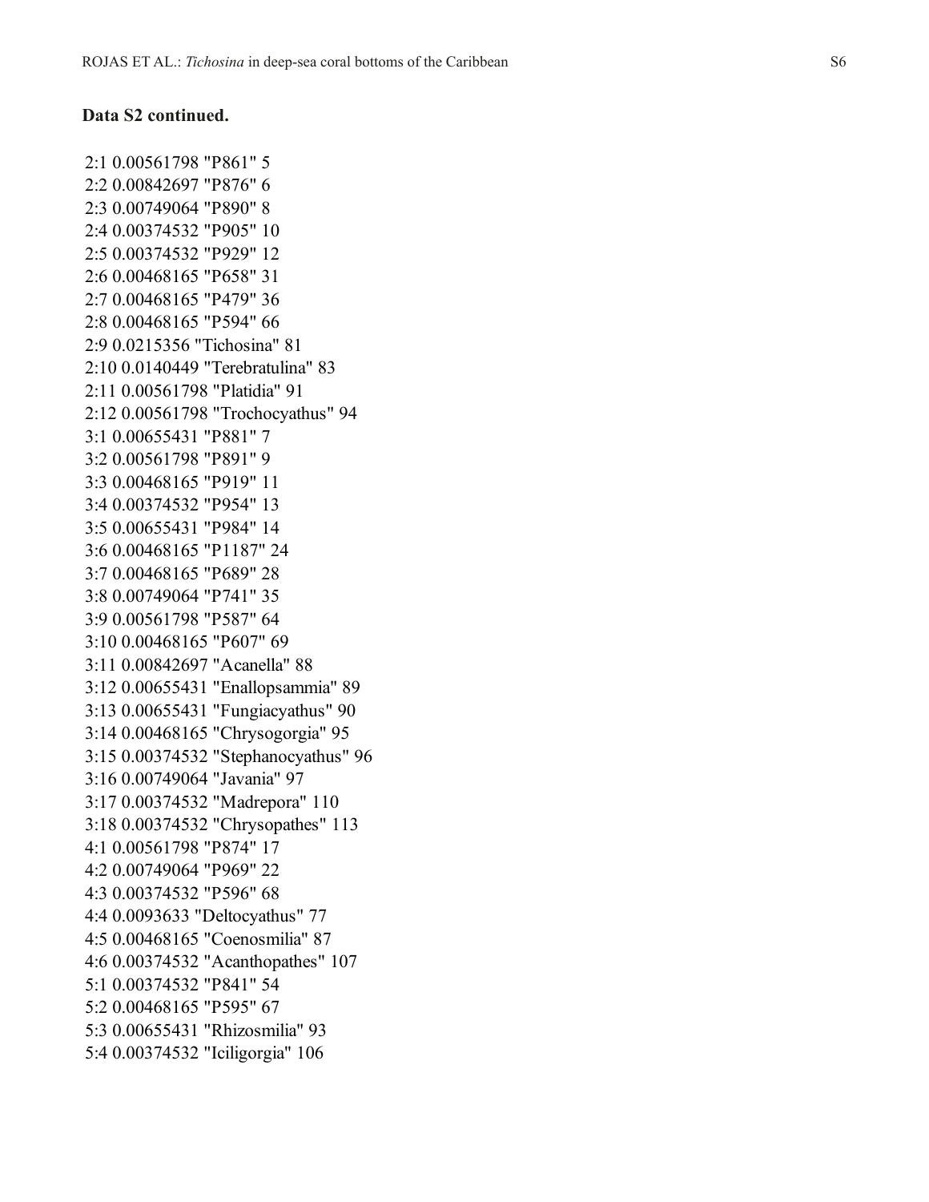**Data S2 continued.**

```
2:1 0.00561798 "P861" 5
2:2 0.00842697 "P876" 6
2:3 0.00749064 "P890" 8
2:4 0.00374532 "P905" 10
2:5 0.00374532 "P929" 12
2:6 0.00468165 "P658" 31
2:7 0.00468165 "P479" 36
2:8 0.00468165 "P594" 66
2:9 0.0215356 "Tichosina" 81
2:10 0.0140449 "Terebratulina" 83
2:11 0.00561798 "Platidia" 91
2:12 0.00561798 "Trochocyathus" 94
3:1 0.00655431 "P881" 7
3:2 0.00561798 "P891" 9
3:3 0.00468165 "P919" 11
3:4 0.00374532 "P954" 13
3:5 0.00655431 "P984" 14
3:6 0.00468165 "P1187" 24
3:7 0.00468165 "P689" 28
3:8 0.00749064 "P741" 35
3:9 0.00561798 "P587" 64
3:10 0.00468165 "P607" 69
3:11 0.00842697 "Acanella" 88
3:12 0.00655431 "Enallopsammia" 89
3:13 0.00655431 "Fungiacyathus" 90
3:14 0.00468165 "Chrysogorgia" 95
3:15 0.00374532 "Stephanocyathus" 96
3:16 0.00749064 "Javania" 97
3:17 0.00374532 "Madrepora" 110
3:18 0.00374532 "Chrysopathes" 113
4:1 0.00561798 "P874" 17
4:2 0.00749064 "P969" 22
4:3 0.00374532 "P596" 68
4:4 0.0093633 "Deltocyathus" 77
4:5 0.00468165 "Coenosmilia" 87
4:6 0.00374532 "Acanthopathes" 107
5:1 0.00374532 "P841" 54
5:2 0.00468165 "P595" 67
5:3 0.00655431 "Rhizosmilia" 93
5:4 0.00374532 "Iciligorgia" 106
```